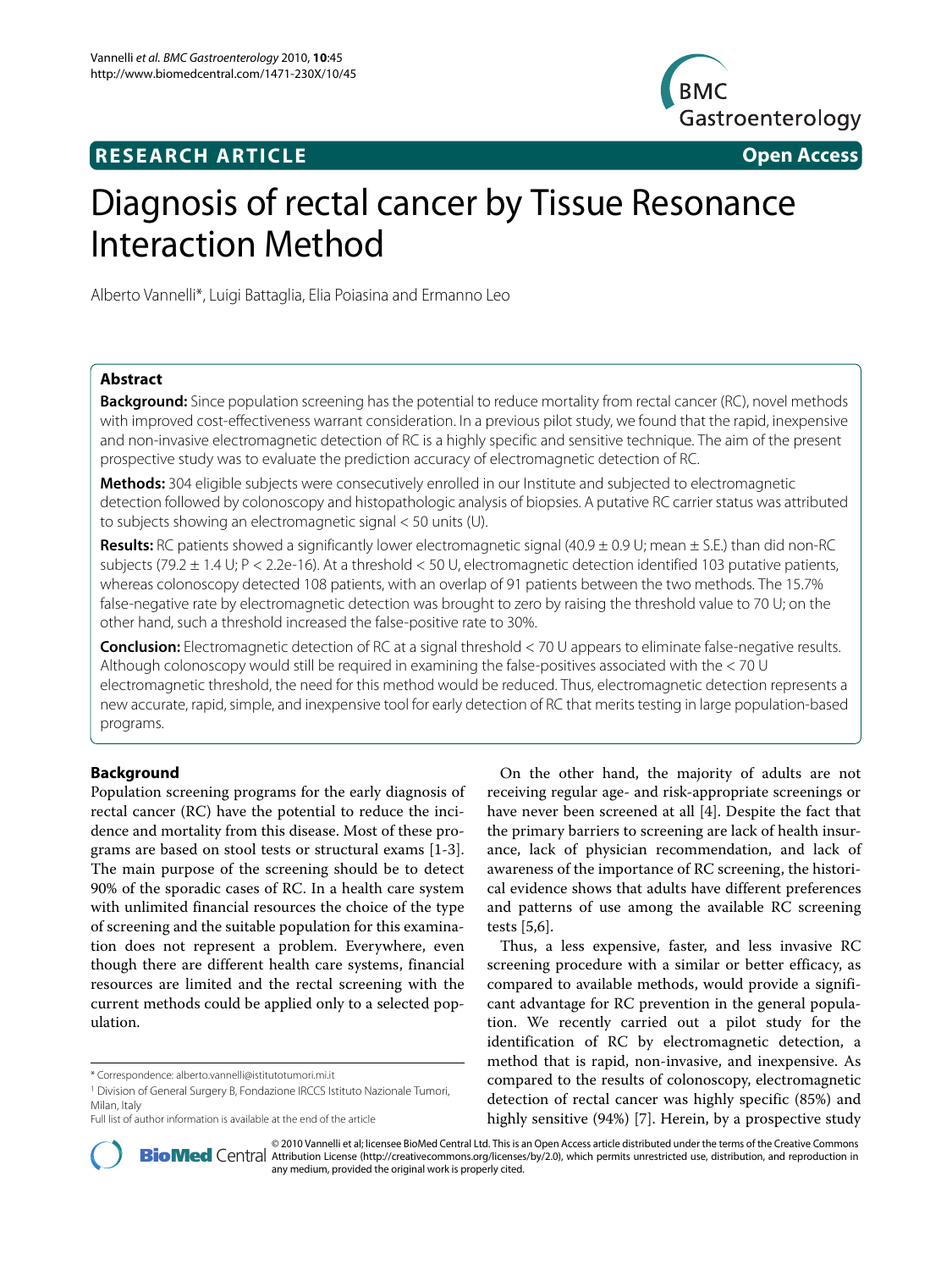**RESEARCH ARTICLE** **Open Access**

# Diagnosis of rectal cancer by Tissue Resonance Interaction Method

Alberto Vannelli*, Luigi Battaglia, Elia Poiasina and Ermanno Leo

## Abstract

**Background:** Since population screening has the potential to reduce mortality from rectal cancer (RC), novel methods with improved cost-effectiveness warrant consideration. In a previous pilot study, we found that the rapid, inexpensive and non-invasive electromagnetic detection of RC is a highly specific and sensitive technique. The aim of the present prospective study was to evaluate the prediction accuracy of electromagnetic detection of RC.

**Methods:** 304 eligible subjects were consecutively enrolled in our Institute and subjected to electromagnetic detection followed by colonoscopy and histopathologic analysis of biopsies. A putative RC carrier status was attributed to subjects showing an electromagnetic signal < 50 units (U).

**Results:** RC patients showed a significantly lower electromagnetic signal (40.9 ± 0.9 U; mean ± S.E.) than did non-RC subjects (79.2 ± 1.4 U; P < 2.2e-16). At a threshold < 50 U, electromagnetic detection identified 103 putative patients, whereas colonoscopy detected 108 patients, with an overlap of 91 patients between the two methods. The 15.7% false-negative rate by electromagnetic detection was brought to zero by raising the threshold value to 70 U; on the other hand, such a threshold increased the false-positive rate to 30%.

**Conclusion:** Electromagnetic detection of RC at a signal threshold < 70 U appears to eliminate false-negative results. Although colonoscopy would still be required in examining the false-positives associated with the < 70 U electromagnetic threshold, the need for this method would be reduced. Thus, electromagnetic detection represents a new accurate, rapid, simple, and inexpensive tool for early detection of RC that merits testing in large population-based programs.

## Background

Population screening programs for the early diagnosis of rectal cancer (RC) have the potential to reduce the incidence and mortality from this disease. Most of these programs are based on stool tests or structural exams [1-3]. The main purpose of the screening should be to detect 90% of the sporadic cases of RC. In a health care system with unlimited financial resources the choice of the type of screening and the suitable population for this examination does not represent a problem. Everywhere, even though there are different health care systems, financial resources are limited and the rectal screening with the current methods could be applied only to a selected population.

On the other hand, the majority of adults are not receiving regular age- and risk-appropriate screenings or have never been screened at all [4]. Despite the fact that the primary barriers to screening are lack of health insurance, lack of physician recommendation, and lack of awareness of the importance of RC screening, the historical evidence shows that adults have different preferences and patterns of use among the available RC screening tests [5,6].

Thus, a less expensive, faster, and less invasive RC screening procedure with a similar or better efficacy, as compared to available methods, would provide a significant advantage for RC prevention in the general population. We recently carried out a pilot study for the identification of RC by electromagnetic detection, a method that is rapid, non-invasive, and inexpensive. As compared to the results of colonoscopy, electromagnetic detection of rectal cancer was highly specific (85%) and highly sensitive (94%) [7]. Herein, by a prospective study

\* Correspondence: alberto.vannelli@istitutotumori.mi.it

[1] Division of General Surgery B, Fondazione IRCCS Istituto Nazionale Tumori, Milan, Italy

Full list of author information is available at the end of the article

© 2010 Vannelli et al; licensee BioMed Central Ltd. This is an Open Access article distributed under the terms of the Creative Commons Attribution License (http://creativecommons.org/licenses/by/2.0), which permits unrestricted use, distribution, and reproduction in any medium, provided the original work is properly cited.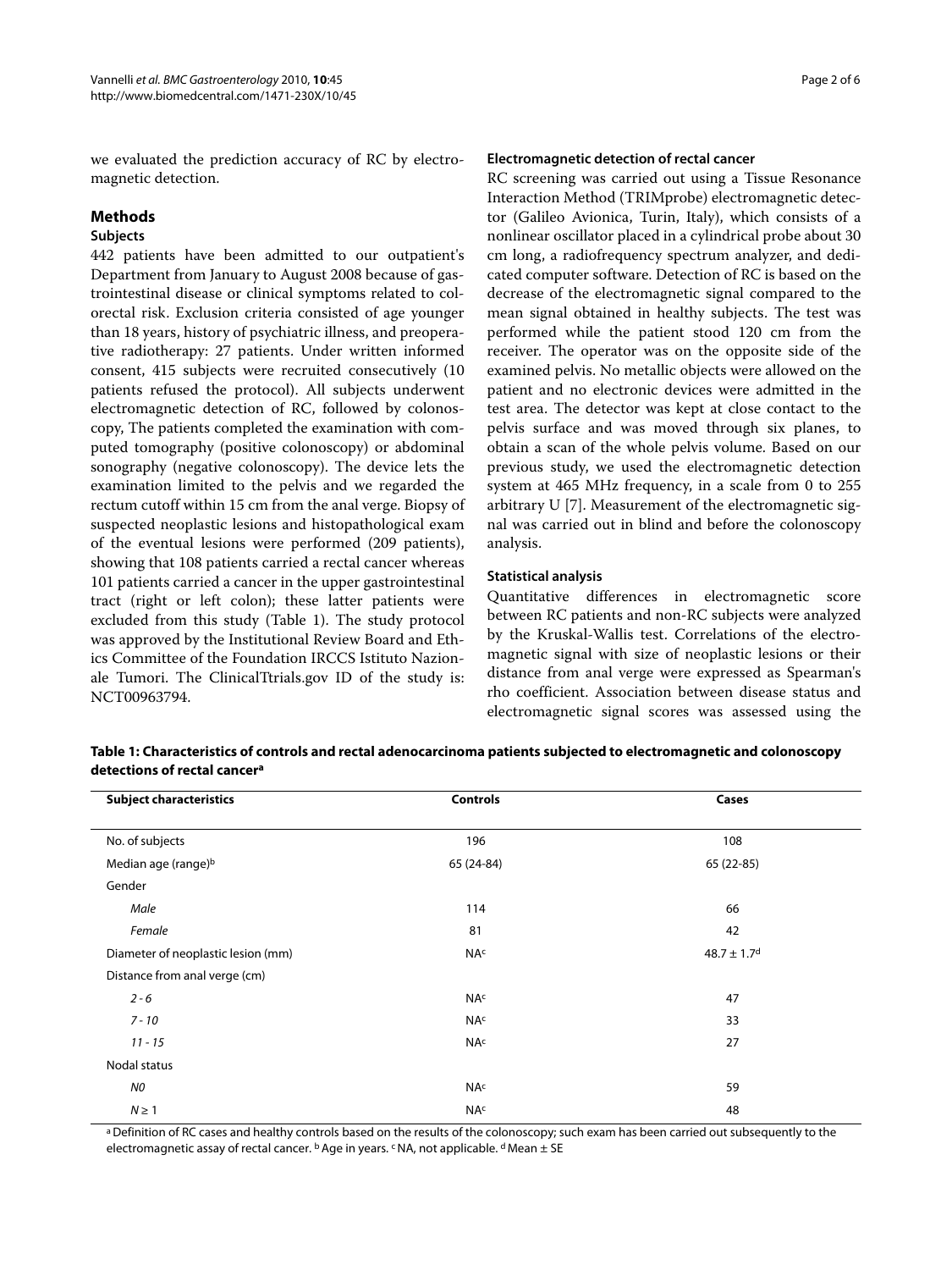we evaluated the prediction accuracy of RC by electromagnetic detection.

## Methods

### Subjects

442 patients have been admitted to our outpatient's Department from January to August 2008 because of gastrointestinal disease or clinical symptoms related to colorectal risk. Exclusion criteria consisted of age younger than 18 years, history of psychiatric illness, and preoperative radiotherapy: 27 patients. Under written informed consent, 415 subjects were recruited consecutively (10 patients refused the protocol). All subjects underwent electromagnetic detection of RC, followed by colonoscopy, The patients completed the examination with computed tomography (positive colonoscopy) or abdominal sonography (negative colonoscopy). The device lets the examination limited to the pelvis and we regarded the rectum cutoff within 15 cm from the anal verge. Biopsy of suspected neoplastic lesions and histopathological exam of the eventual lesions were performed (209 patients), showing that 108 patients carried a rectal cancer whereas 101 patients carried a cancer in the upper gastrointestinal tract (right or left colon); these latter patients were excluded from this study (Table 1). The study protocol was approved by the Institutional Review Board and Ethics Committee of the Foundation IRCCS Istituto Nazionale Tumori. The ClinicalTtrials.gov ID of the study is: NCT00963794.

### Electromagnetic detection of rectal cancer

RC screening was carried out using a Tissue Resonance Interaction Method (TRIMprobe) electromagnetic detector (Galileo Avionica, Turin, Italy), which consists of a nonlinear oscillator placed in a cylindrical probe about 30 cm long, a radiofrequency spectrum analyzer, and dedicated computer software. Detection of RC is based on the decrease of the electromagnetic signal compared to the mean signal obtained in healthy subjects. The test was performed while the patient stood 120 cm from the receiver. The operator was on the opposite side of the examined pelvis. No metallic objects were allowed on the patient and no electronic devices were admitted in the test area. The detector was kept at close contact to the pelvis surface and was moved through six planes, to obtain a scan of the whole pelvis volume. Based on our previous study, we used the electromagnetic detection system at 465 MHz frequency, in a scale from 0 to 255 arbitrary U [7]. Measurement of the electromagnetic signal was carried out in blind and before the colonoscopy analysis.

### Statistical analysis

Quantitative differences in electromagnetic score between RC patients and non-RC subjects were analyzed by the Kruskal-Wallis test. Correlations of the electromagnetic signal with size of neoplastic lesions or their distance from anal verge were expressed as Spearman's rho coefficient. Association between disease status and electromagnetic signal scores was assessed using the

**Table 1: Characteristics of controls and rectal adenocarcinoma patients subjected to electromagnetic and colonoscopy detections of rectal cancer[a]**

| Subject characteristics | Controls | Cases |
|---|---|---|
| No. of subjects | 196 | 108 |
| Median age (range)[b] | 65 (24-84) | 65 (22-85) |
| Gender | | |
| *Male* | 114 | 66 |
| *Female* | 81 | 42 |
| Diameter of neoplastic lesion (mm) | NA[c] | 48.7 ± 1.7[d] |
| Distance from anal verge (cm) | | |
| *2 - 6* | NA[c] | 47 |
| *7 - 10* | NA[c] | 33 |
| *11 - 15* | NA[c] | 27 |
| Nodal status | | |
| *N0* | NA[c] | 59 |
| *N ≥ 1* | NA[c] | 48 |

[a] Definition of RC cases and healthy controls based on the results of the colonoscopy; such exam has been carried out subsequently to the electromagnetic assay of rectal cancer. [b] Age in years. [c] NA, not applicable. [d] Mean ± SE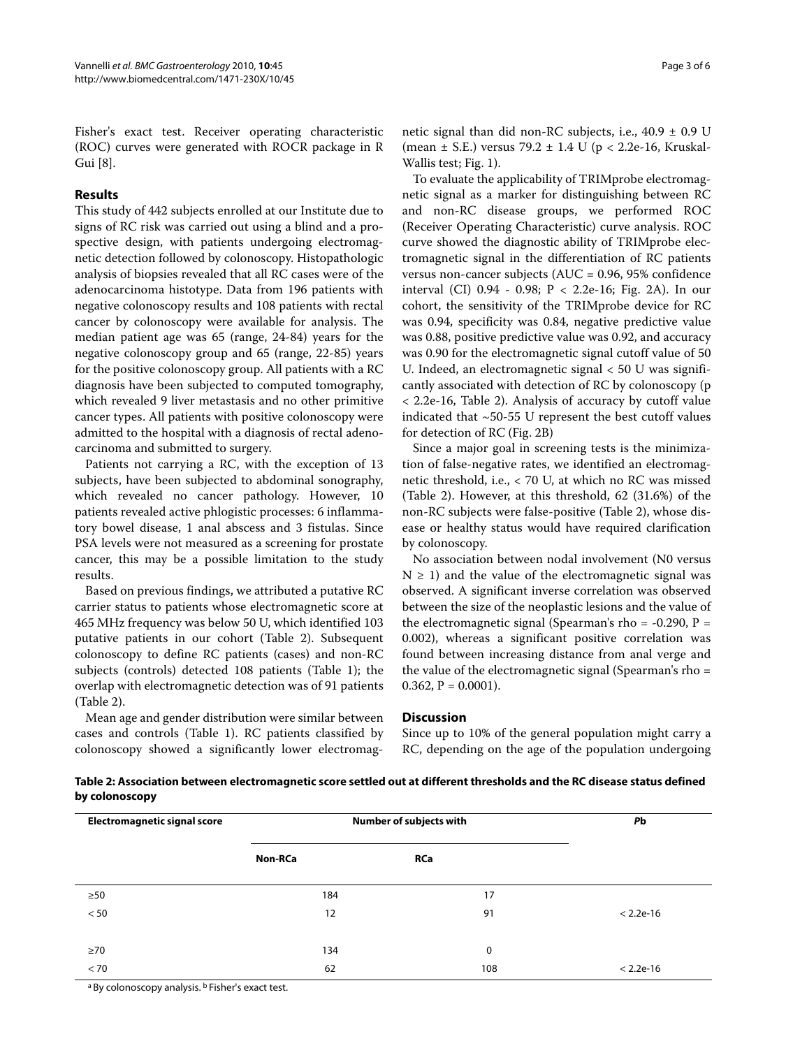Fisher's exact test. Receiver operating characteristic (ROC) curves were generated with ROCR package in R Gui [8].

## Results

This study of 442 subjects enrolled at our Institute due to signs of RC risk was carried out using a blind and a prospective design, with patients undergoing electromagnetic detection followed by colonoscopy. Histopathologic analysis of biopsies revealed that all RC cases were of the adenocarcinoma histotype. Data from 196 patients with negative colonoscopy results and 108 patients with rectal cancer by colonoscopy were available for analysis. The median patient age was 65 (range, 24-84) years for the negative colonoscopy group and 65 (range, 22-85) years for the positive colonoscopy group. All patients with a RC diagnosis have been subjected to computed tomography, which revealed 9 liver metastasis and no other primitive cancer types. All patients with positive colonoscopy were admitted to the hospital with a diagnosis of rectal adenocarcinoma and submitted to surgery.

Patients not carrying a RC, with the exception of 13 subjects, have been subjected to abdominal sonography, which revealed no cancer pathology. However, 10 patients revealed active phlogistic processes: 6 inflammatory bowel disease, 1 anal abscess and 3 fistulas. Since PSA levels were not measured as a screening for prostate cancer, this may be a possible limitation to the study results.

Based on previous findings, we attributed a putative RC carrier status to patients whose electromagnetic score at 465 MHz frequency was below 50 U, which identified 103 putative patients in our cohort (Table 2). Subsequent colonoscopy to define RC patients (cases) and non-RC subjects (controls) detected 108 patients (Table 1); the overlap with electromagnetic detection was of 91 patients (Table 2).

Mean age and gender distribution were similar between cases and controls (Table 1). RC patients classified by colonoscopy showed a significantly lower electromagnetic signal than did non-RC subjects, i.e., 40.9 ± 0.9 U (mean ± S.E.) versus 79.2 ± 1.4 U ($p < 2.2e\text{-}16$, Kruskal-Wallis test; Fig. 1).

To evaluate the applicability of TRIMprobe electromagnetic signal as a marker for distinguishing between RC and non-RC disease groups, we performed ROC (Receiver Operating Characteristic) curve analysis. ROC curve showed the diagnostic ability of TRIMprobe electromagnetic signal in the differentiation of RC patients versus non-cancer subjects (AUC = 0.96, 95% confidence interval (CI) 0.94 - 0.98; $P < 2.2e\text{-}16$; Fig. 2A). In our cohort, the sensitivity of the TRIMprobe device for RC was 0.94, specificity was 0.84, negative predictive value was 0.88, positive predictive value was 0.92, and accuracy was 0.90 for the electromagnetic signal cutoff value of 50 U. Indeed, an electromagnetic signal < 50 U was significantly associated with detection of RC by colonoscopy ($p < 2.2e\text{-}16$, Table 2). Analysis of accuracy by cutoff value indicated that ~50-55 U represent the best cutoff values for detection of RC (Fig. 2B)

Since a major goal in screening tests is the minimization of false-negative rates, we identified an electromagnetic threshold, i.e., < 70 U, at which no RC was missed (Table 2). However, at this threshold, 62 (31.6%) of the non-RC subjects were false-positive (Table 2), whose disease or healthy status would have required clarification by colonoscopy.

No association between nodal involvement (N0 versus N ≥ 1) and the value of the electromagnetic signal was observed. A significant inverse correlation was observed between the size of the neoplastic lesions and the value of the electromagnetic signal (Spearman's rho = -0.290, P = 0.002), whereas a significant positive correlation was found between increasing distance from anal verge and the value of the electromagnetic signal (Spearman's rho = 0.362, P = 0.0001).

## Discussion

Since up to 10% of the general population might carry a RC, depending on the age of the population undergoing

**Table 2: Association between electromagnetic score settled out at different thresholds and the RC disease status defined by colonoscopy**

| Electromagnetic signal score | Number of subjects with | | *P*[b] |
|---|---|---|---|
| | Non-RC[a] | RC[a] | |
| ≥50 | 184 | 17 | |
| < 50 | 12 | 91 | < 2.2e-16 |
| ≥70 | 134 | 0 | |
| < 70 | 62 | 108 | < 2.2e-16 |

[a] By colonoscopy analysis. [b] Fisher's exact test.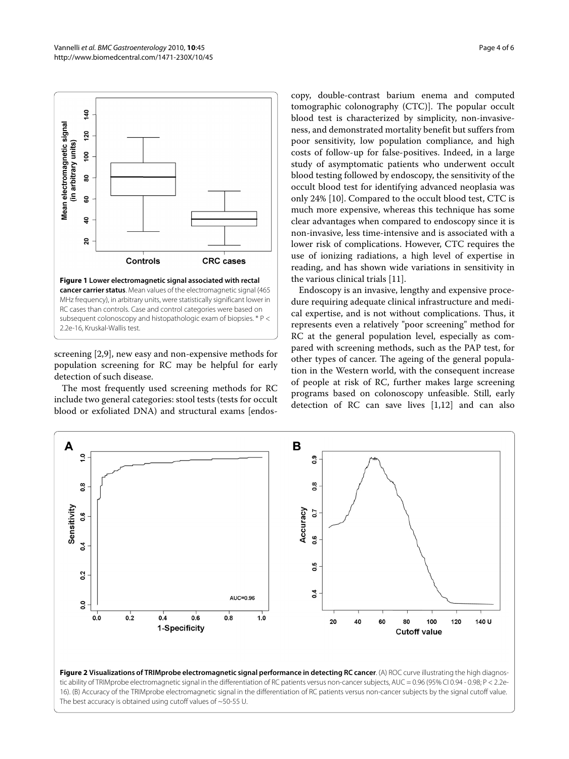**Figure 1 Lower electromagnetic signal associated with rectal cancer carrier status**. Mean values of the electromagnetic signal (465 MHz frequency), in arbitrary units, were statistically significant lower in RC cases than controls. Case and control categories were based on subsequent colonoscopy and histopathologic exam of biopsies. * P < 2.2e-16, Kruskal-Wallis test.

screening [2,9], new easy and non-expensive methods for population screening for RC may be helpful for early detection of such disease.

The most frequently used screening methods for RC include two general categories: stool tests (tests for occult blood or exfoliated DNA) and structural exams [endoscopy, double-contrast barium enema and computed tomographic colonography (CTC)]. The popular occult blood test is characterized by simplicity, non-invasiveness, and demonstrated mortality benefit but suffers from poor sensitivity, low population compliance, and high costs of follow-up for false-positives. Indeed, in a large study of asymptomatic patients who underwent occult blood testing followed by endoscopy, the sensitivity of the occult blood test for identifying advanced neoplasia was only 24% [10]. Compared to the occult blood test, CTC is much more expensive, whereas this technique has some clear advantages when compared to endoscopy since it is non-invasive, less time-intensive and is associated with a lower risk of complications. However, CTC requires the use of ionizing radiations, a high level of expertise in reading, and has shown wide variations in sensitivity in the various clinical trials [11].

Endoscopy is an invasive, lengthy and expensive procedure requiring adequate clinical infrastructure and medical expertise, and is not without complications. Thus, it represents even a relatively "poor screening" method for RC at the general population level, especially as compared with screening methods, such as the PAP test, for other types of cancer. The ageing of the general population in the Western world, with the consequent increase of people at risk of RC, further makes large screening programs based on colonoscopy unfeasible. Still, early detection of RC can save lives [1,12] and can also

**Figure 2 Visualizations of TRIMprobe electromagnetic signal performance in detecting RC cancer**. (A) ROC curve illustrating the high diagnostic ability of TRIMprobe electromagnetic signal in the differentiation of RC patients versus non-cancer subjects, AUC = 0.96 (95% CI 0.94 - 0.98; P < 2.2e-16). (B) Accuracy of the TRIMprobe electromagnetic signal in the differentiation of RC patients versus non-cancer subjects by the signal cutoff value. The best accuracy is obtained using cutoff values of ~50-55 U.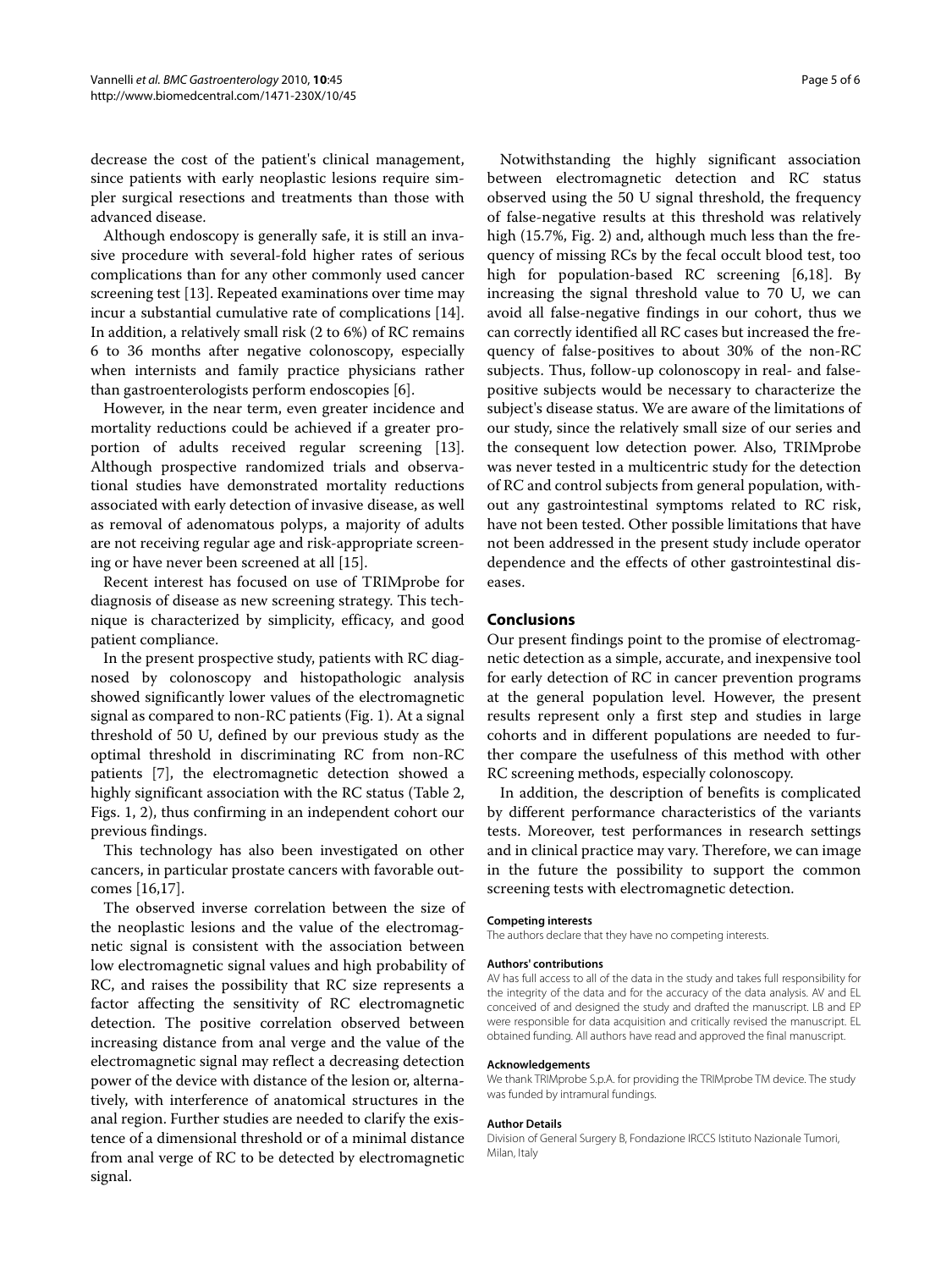decrease the cost of the patient's clinical management, since patients with early neoplastic lesions require simpler surgical resections and treatments than those with advanced disease.

Although endoscopy is generally safe, it is still an invasive procedure with several-fold higher rates of serious complications than for any other commonly used cancer screening test [13]. Repeated examinations over time may incur a substantial cumulative rate of complications [14]. In addition, a relatively small risk (2 to 6%) of RC remains 6 to 36 months after negative colonoscopy, especially when internists and family practice physicians rather than gastroenterologists perform endoscopies [6].

However, in the near term, even greater incidence and mortality reductions could be achieved if a greater proportion of adults received regular screening [13]. Although prospective randomized trials and observational studies have demonstrated mortality reductions associated with early detection of invasive disease, as well as removal of adenomatous polyps, a majority of adults are not receiving regular age and risk-appropriate screening or have never been screened at all [15].

Recent interest has focused on use of TRIMprobe for diagnosis of disease as new screening strategy. This technique is characterized by simplicity, efficacy, and good patient compliance.

In the present prospective study, patients with RC diagnosed by colonoscopy and histopathologic analysis showed significantly lower values of the electromagnetic signal as compared to non-RC patients (Fig. 1). At a signal threshold of 50 U, defined by our previous study as the optimal threshold in discriminating RC from non-RC patients [7], the electromagnetic detection showed a highly significant association with the RC status (Table 2, Figs. 1, 2), thus confirming in an independent cohort our previous findings.

This technology has also been investigated on other cancers, in particular prostate cancers with favorable outcomes [16,17].

The observed inverse correlation between the size of the neoplastic lesions and the value of the electromagnetic signal is consistent with the association between low electromagnetic signal values and high probability of RC, and raises the possibility that RC size represents a factor affecting the sensitivity of RC electromagnetic detection. The positive correlation observed between increasing distance from anal verge and the value of the electromagnetic signal may reflect a decreasing detection power of the device with distance of the lesion or, alternatively, with interference of anatomical structures in the anal region. Further studies are needed to clarify the existence of a dimensional threshold or of a minimal distance from anal verge of RC to be detected by electromagnetic signal.

Notwithstanding the highly significant association between electromagnetic detection and RC status observed using the 50 U signal threshold, the frequency of false-negative results at this threshold was relatively high (15.7%, Fig. 2) and, although much less than the frequency of missing RCs by the fecal occult blood test, too high for population-based RC screening [6,18]. By increasing the signal threshold value to 70 U, we can avoid all false-negative findings in our cohort, thus we can correctly identified all RC cases but increased the frequency of false-positives to about 30% of the non-RC subjects. Thus, follow-up colonoscopy in real- and false-positive subjects would be necessary to characterize the subject's disease status. We are aware of the limitations of our study, since the relatively small size of our series and the consequent low detection power. Also, TRIMprobe was never tested in a multicentric study for the detection of RC and control subjects from general population, without any gastrointestinal symptoms related to RC risk, have not been tested. Other possible limitations that have not been addressed in the present study include operator dependence and the effects of other gastrointestinal diseases.

## Conclusions

Our present findings point to the promise of electromagnetic detection as a simple, accurate, and inexpensive tool for early detection of RC in cancer prevention programs at the general population level. However, the present results represent only a first step and studies in large cohorts and in different populations are needed to further compare the usefulness of this method with other RC screening methods, especially colonoscopy.

In addition, the description of benefits is complicated by different performance characteristics of the variants tests. Moreover, test performances in research settings and in clinical practice may vary. Therefore, we can image in the future the possibility to support the common screening tests with electromagnetic detection.

#### Competing interests

The authors declare that they have no competing interests.

#### Authors' contributions

AV has full access to all of the data in the study and takes full responsibility for the integrity of the data and for the accuracy of the data analysis. AV and EL conceived of and designed the study and drafted the manuscript. LB and EP were responsible for data acquisition and critically revised the manuscript. EL obtained funding. All authors have read and approved the final manuscript.

#### Acknowledgements

We thank TRIMprobe S.p.A. for providing the TRIMprobe TM device. The study was funded by intramural fundings.

#### Author Details

Division of General Surgery B, Fondazione IRCCS Istituto Nazionale Tumori, Milan, Italy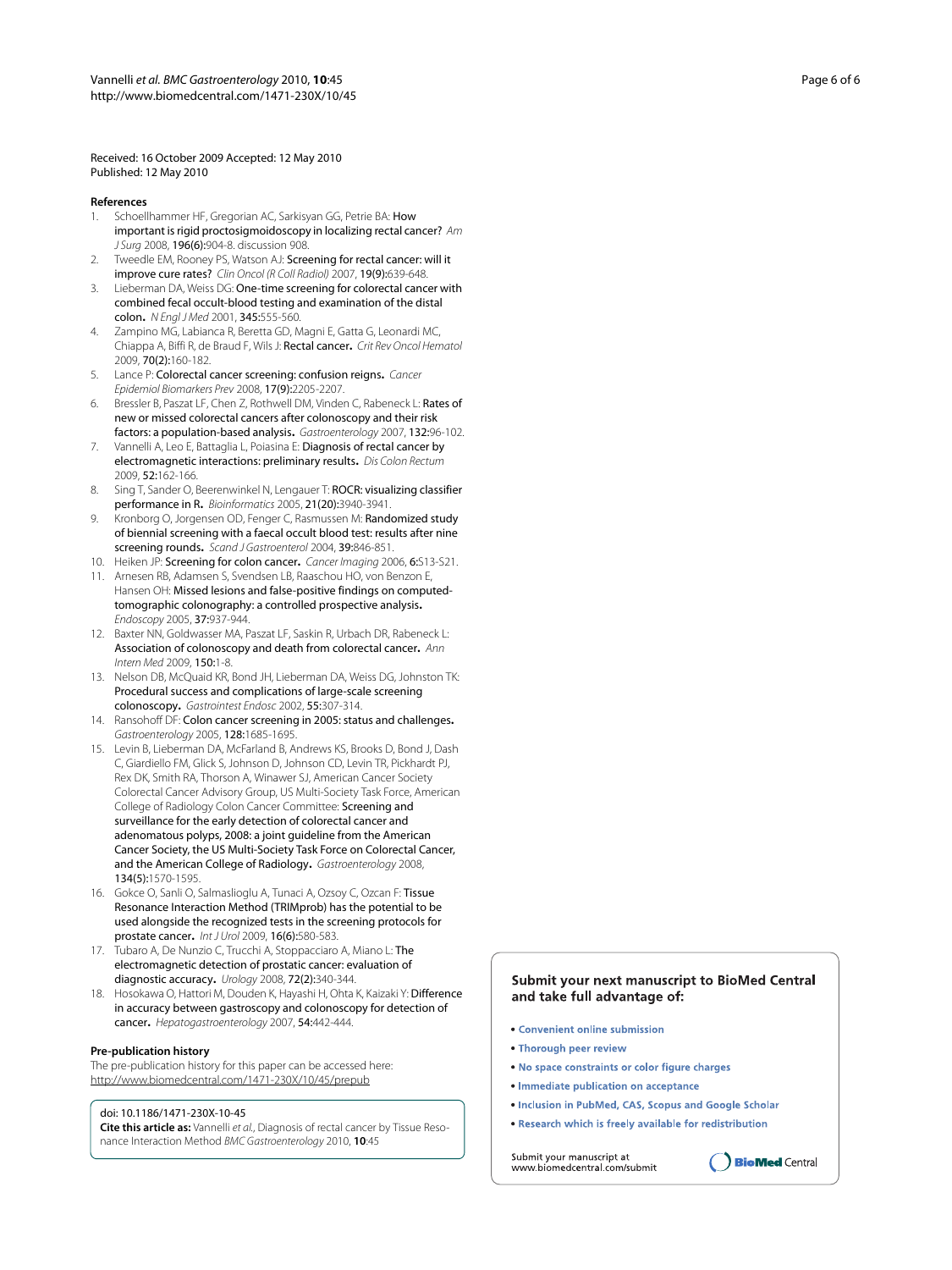Received: 16 October 2009 Accepted: 12 May 2010
Published: 12 May 2010

## References

1. Schoellhammer HF, Gregorian AC, Sarkisyan GG, Petrie BA: **How important is rigid proctosigmoidoscopy in localizing rectal cancer?** *Am J Surg* 2008, **196(6):**904-8. discussion 908.
2. Tweedle EM, Rooney PS, Watson AJ: **Screening for rectal cancer: will it improve cure rates?** *Clin Oncol (R Coll Radiol)* 2007, **19(9):**639-648.
3. Lieberman DA, Weiss DG: **One-time screening for colorectal cancer with combined fecal occult-blood testing and examination of the distal colon.** *N Engl J Med* 2001, **345:**555-560.
4. Zampino MG, Labianca R, Beretta GD, Magni E, Gatta G, Leonardi MC, Chiappa A, Biffi R, de Braud F, Wils J: **Rectal cancer.** *Crit Rev Oncol Hematol* 2009, **70(2):**160-182.
5. Lance P: **Colorectal cancer screening: confusion reigns.** *Cancer Epidemiol Biomarkers Prev* 2008, **17(9):**2205-2207.
6. Bressler B, Paszat LF, Chen Z, Rothwell DM, Vinden C, Rabeneck L: **Rates of new or missed colorectal cancers after colonoscopy and their risk factors: a population-based analysis.** *Gastroenterology* 2007, **132:**96-102.
7. Vannelli A, Leo E, Battaglia L, Poiasina E: **Diagnosis of rectal cancer by electromagnetic interactions: preliminary results.** *Dis Colon Rectum* 2009, **52:**162-166.
8. Sing T, Sander O, Beerenwinkel N, Lengauer T: **ROCR: visualizing classifier performance in R.** *Bioinformatics* 2005, **21(20):**3940-3941.
9. Kronborg O, Jorgensen OD, Fenger C, Rasmussen M: **Randomized study of biennial screening with a faecal occult blood test: results after nine screening rounds.** *Scand J Gastroenterol* 2004, **39:**846-851.
10. Heiken JP: **Screening for colon cancer.** *Cancer Imaging* 2006, **6:**S13-S21.
11. Arnesen RB, Adamsen S, Svendsen LB, Raaschou HO, von Benzon E, Hansen OH: **Missed lesions and false-positive findings on computed-tomographic colonography: a controlled prospective analysis.** *Endoscopy* 2005, **37:**937-944.
12. Baxter NN, Goldwasser MA, Paszat LF, Saskin R, Urbach DR, Rabeneck L: **Association of colonoscopy and death from colorectal cancer.** *Ann Intern Med* 2009, **150:**1-8.
13. Nelson DB, McQuaid KR, Bond JH, Lieberman DA, Weiss DG, Johnston TK: **Procedural success and complications of large-scale screening colonoscopy.** *Gastrointest Endosc* 2002, **55:**307-314.
14. Ransohoff DF: **Colon cancer screening in 2005: status and challenges.** *Gastroenterology* 2005, **128:**1685-1695.
15. Levin B, Lieberman DA, McFarland B, Andrews KS, Brooks D, Bond J, Dash C, Giardiello FM, Glick S, Johnson D, Johnson CD, Levin TR, Pickhardt PJ, Rex DK, Smith RA, Thorson A, Winawer SJ, American Cancer Society Colorectal Cancer Advisory Group, US Multi-Society Task Force, American College of Radiology Colon Cancer Committee: **Screening and surveillance for the early detection of colorectal cancer and adenomatous polyps, 2008: a joint guideline from the American Cancer Society, the US Multi-Society Task Force on Colorectal Cancer, and the American College of Radiology.** *Gastroenterology* 2008, **134(5):**1570-1595.
16. Gokce O, Sanli O, Salmaslioglu A, Tunaci A, Ozsoy C, Ozcan F: **Tissue Resonance Interaction Method (TRIMprob) has the potential to be used alongside the recognized tests in the screening protocols for prostate cancer.** *Int J Urol* 2009, **16(6):**580-583.
17. Tubaro A, De Nunzio C, Trucchi A, Stoppacciaro A, Miano L: **The electromagnetic detection of prostatic cancer: evaluation of diagnostic accuracy.** *Urology* 2008, **72(2):**340-344.
18. Hosokawa O, Hattori M, Douden K, Hayashi H, Ohta K, Kaizaki Y: **Difference in accuracy between gastroscopy and colonoscopy for detection of cancer.** *Hepatogastroenterology* 2007, **54:**442-444.

### Pre-publication history

The pre-publication history for this paper can be accessed here:
http://www.biomedcentral.com/1471-230X/10/45/prepub

doi: 10.1186/1471-230X-10-45
**Cite this article as:** Vannelli *et al.*, Diagnosis of rectal cancer by Tissue Resonance Interaction Method *BMC Gastroenterology* 2010, **10**:45